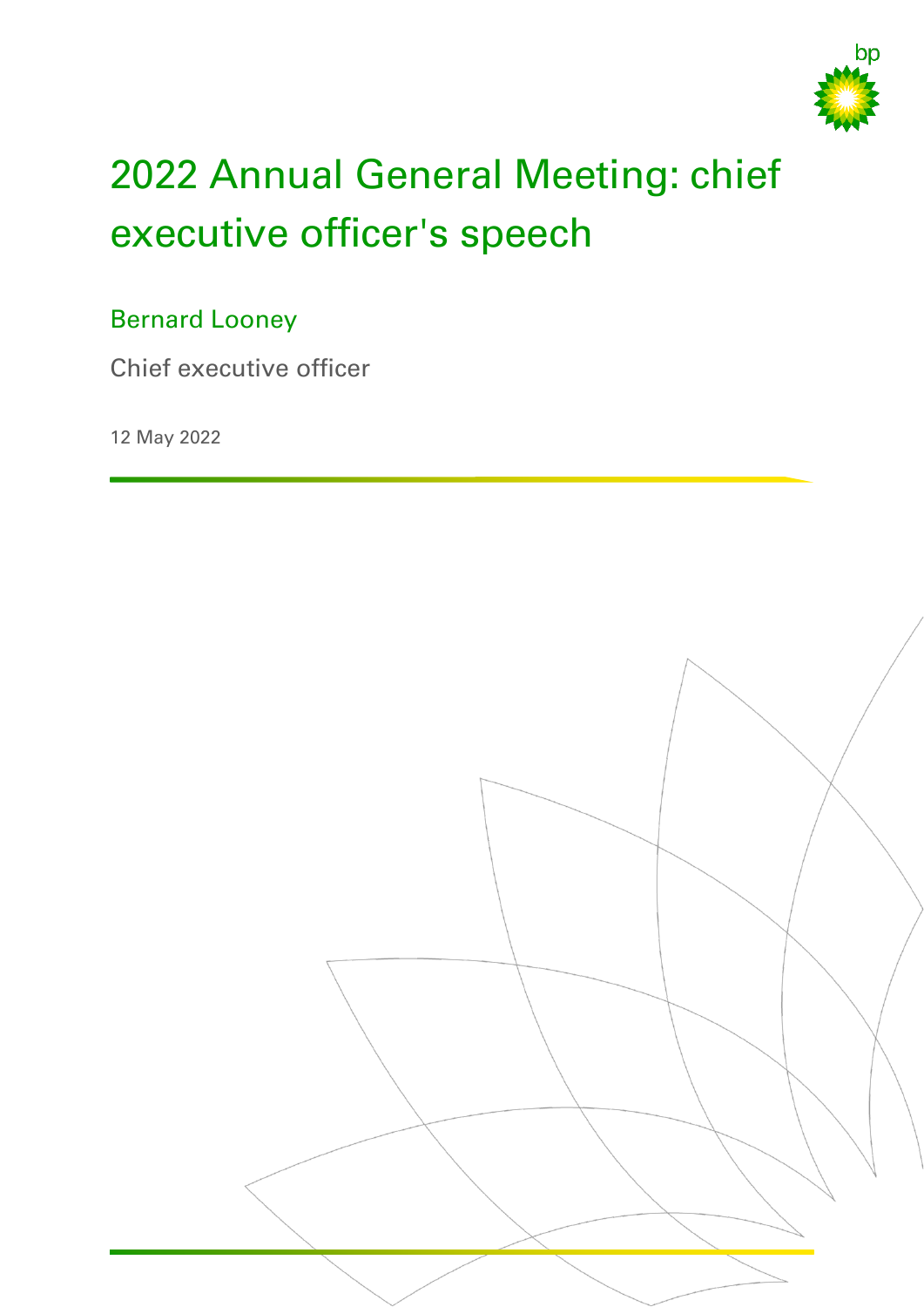# 2022 Annual General Meeting: chief executive officer's speech

Bernard Looney

Chief executive officer

12 May 2022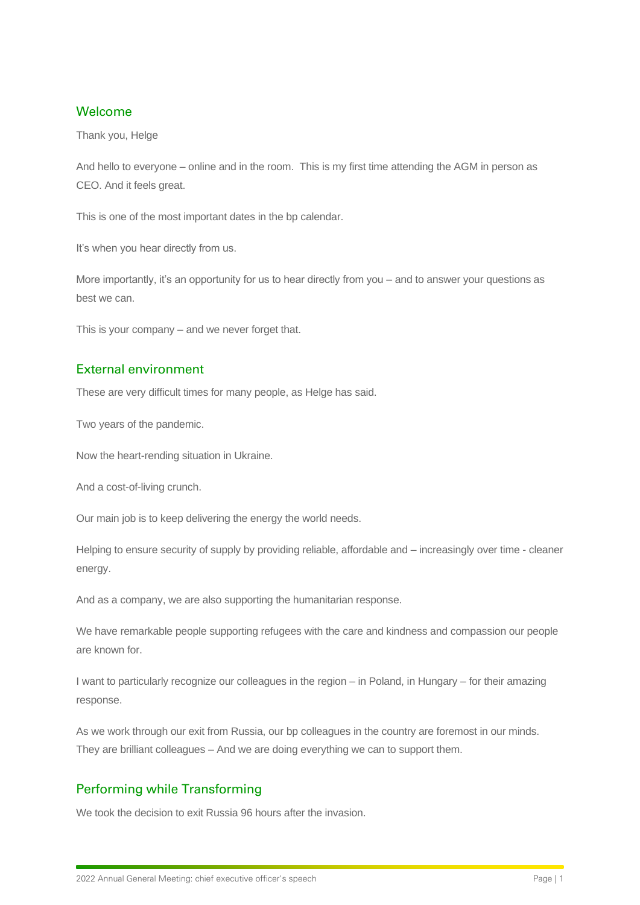## Welcome

Thank you, Helge

And hello to everyone – online and in the room. This is my first time attending the AGM in person as CEO. And it feels great.

This is one of the most important dates in the bp calendar.

It's when you hear directly from us.

More importantly, it's an opportunity for us to hear directly from you – and to answer your questions as best we can.

This is your company – and we never forget that.

## External environment

These are very difficult times for many people, as Helge has said.

Two years of the pandemic.

Now the heart-rending situation in Ukraine.

And a cost-of-living crunch.

Our main job is to keep delivering the energy the world needs.

Helping to ensure security of supply by providing reliable, affordable and – increasingly over time - cleaner energy.

And as a company, we are also supporting the humanitarian response.

We have remarkable people supporting refugees with the care and kindness and compassion our people are known for.

I want to particularly recognize our colleagues in the region – in Poland, in Hungary – for their amazing response.

As we work through our exit from Russia, our bp colleagues in the country are foremost in our minds. They are brilliant colleagues – And we are doing everything we can to support them.

## Performing while Transforming

We took the decision to exit Russia 96 hours after the invasion.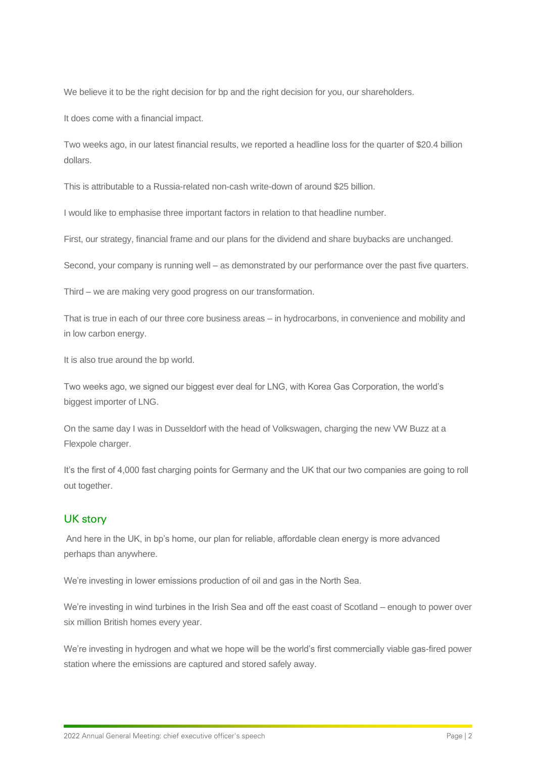We believe it to be the right decision for bp and the right decision for you, our shareholders.

It does come with a financial impact.

Two weeks ago, in our latest financial results, we reported a headline loss for the quarter of $20.4 billion dollars.

This is attributable to a Russia-related non-cash write-down of around $25 billion.

I would like to emphasise three important factors in relation to that headline number.

First, our strategy, financial frame and our plans for the dividend and share buybacks are unchanged.

Second, your company is running well – as demonstrated by our performance over the past five quarters.

Third – we are making very good progress on our transformation.

That is true in each of our three core business areas – in hydrocarbons, in convenience and mobility and in low carbon energy.

It is also true around the bp world.

Two weeks ago, we signed our biggest ever deal for LNG, with Korea Gas Corporation, the world's biggest importer of LNG.

On the same day I was in Dusseldorf with the head of Volkswagen, charging the new VW Buzz at a Flexpole charger.

It's the first of 4,000 fast charging points for Germany and the UK that our two companies are going to roll out together.

## UK story

And here in the UK, in bp's home, our plan for reliable, affordable clean energy is more advanced perhaps than anywhere.

We're investing in lower emissions production of oil and gas in the North Sea.

We're investing in wind turbines in the Irish Sea and off the east coast of Scotland – enough to power over six million British homes every year.

We're investing in hydrogen and what we hope will be the world's first commercially viable gas-fired power station where the emissions are captured and stored safely away.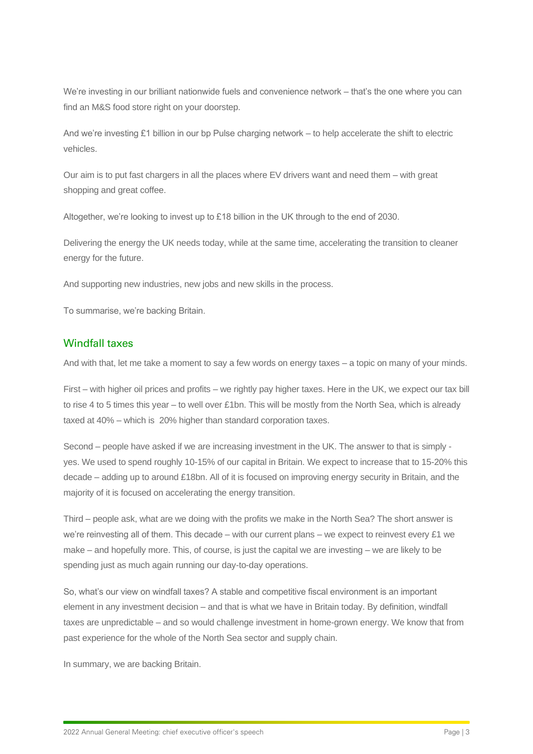We're investing in our brilliant nationwide fuels and convenience network – that's the one where you can find an M&S food store right on your doorstep.

And we're investing £1 billion in our bp Pulse charging network – to help accelerate the shift to electric vehicles.

Our aim is to put fast chargers in all the places where EV drivers want and need them – with great shopping and great coffee.

Altogether, we're looking to invest up to £18 billion in the UK through to the end of 2030.

Delivering the energy the UK needs today, while at the same time, accelerating the transition to cleaner energy for the future.

And supporting new industries, new jobs and new skills in the process.

To summarise, we're backing Britain.

## Windfall taxes

And with that, let me take a moment to say a few words on energy taxes – a topic on many of your minds.

First – with higher oil prices and profits – we rightly pay higher taxes. Here in the UK, we expect our tax bill to rise 4 to 5 times this year – to well over £1bn. This will be mostly from the North Sea, which is already taxed at 40% – which is 20% higher than standard corporation taxes.

Second – people have asked if we are increasing investment in the UK. The answer to that is simply - yes. We used to spend roughly 10-15% of our capital in Britain. We expect to increase that to 15-20% this decade – adding up to around £18bn. All of it is focused on improving energy security in Britain, and the majority of it is focused on accelerating the energy transition.

Third – people ask, what are we doing with the profits we make in the North Sea? The short answer is we're reinvesting all of them. This decade – with our current plans – we expect to reinvest every £1 we make – and hopefully more. This, of course, is just the capital we are investing – we are likely to be spending just as much again running our day-to-day operations.

So, what's our view on windfall taxes? A stable and competitive fiscal environment is an important element in any investment decision – and that is what we have in Britain today. By definition, windfall taxes are unpredictable – and so would challenge investment in home-grown energy. We know that from past experience for the whole of the North Sea sector and supply chain.

In summary, we are backing Britain.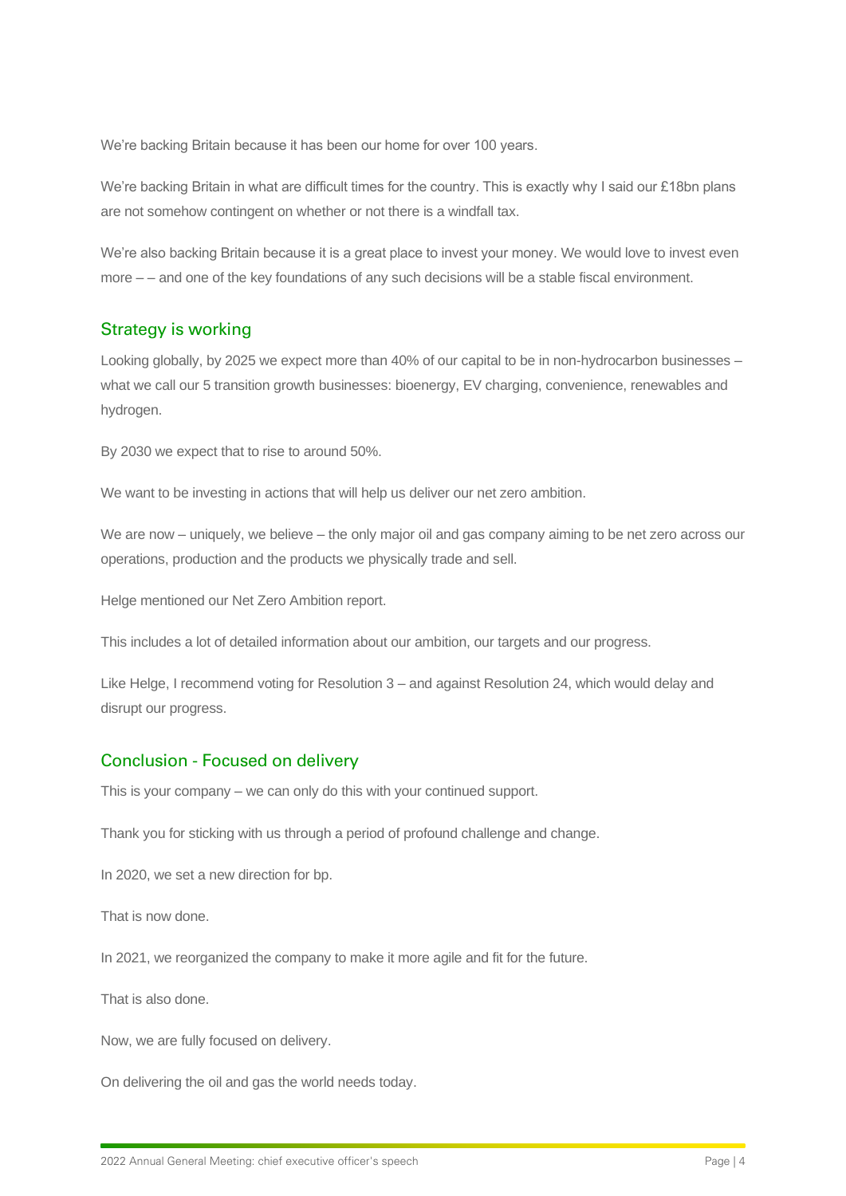We're backing Britain because it has been our home for over 100 years.

We're backing Britain in what are difficult times for the country. This is exactly why I said our £18bn plans are not somehow contingent on whether or not there is a windfall tax.

We're also backing Britain because it is a great place to invest your money. We would love to invest even more – – and one of the key foundations of any such decisions will be a stable fiscal environment.

## Strategy is working

Looking globally, by 2025 we expect more than 40% of our capital to be in non-hydrocarbon businesses – what we call our 5 transition growth businesses: bioenergy, EV charging, convenience, renewables and hydrogen.

By 2030 we expect that to rise to around 50%.

We want to be investing in actions that will help us deliver our net zero ambition.

We are now – uniquely, we believe – the only major oil and gas company aiming to be net zero across our operations, production and the products we physically trade and sell.

Helge mentioned our Net Zero Ambition report.

This includes a lot of detailed information about our ambition, our targets and our progress.

Like Helge, I recommend voting for Resolution 3 – and against Resolution 24, which would delay and disrupt our progress.

## Conclusion - Focused on delivery

This is your company – we can only do this with your continued support.

Thank you for sticking with us through a period of profound challenge and change.

In 2020, we set a new direction for bp.

That is now done.

In 2021, we reorganized the company to make it more agile and fit for the future.

That is also done.

Now, we are fully focused on delivery.

On delivering the oil and gas the world needs today.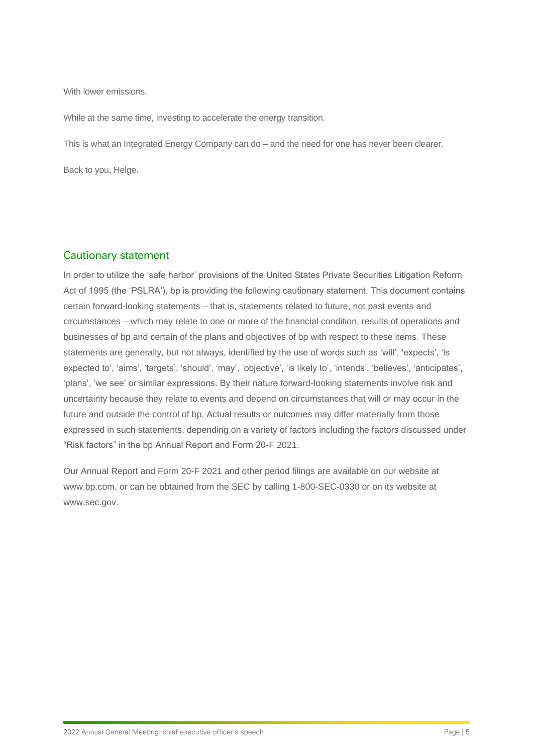With lower emissions.

While at the same time, investing to accelerate the energy transition.

This is what an Integrated Energy Company can do – and the need for one has never been clearer.

Back to you, Helge.

## Cautionary statement

In order to utilize the 'safe harbor' provisions of the United States Private Securities Litigation Reform Act of 1995 (the 'PSLRA'), bp is providing the following cautionary statement. This document contains certain forward-looking statements – that is, statements related to future, not past events and circumstances – which may relate to one or more of the financial condition, results of operations and businesses of bp and certain of the plans and objectives of bp with respect to these items. These statements are generally, but not always, identified by the use of words such as 'will', 'expects', 'is expected to', 'aims', 'targets', 'should', 'may', 'objective', 'is likely to', 'intends', 'believes', 'anticipates', 'plans', 'we see' or similar expressions. By their nature forward-looking statements involve risk and uncertainty because they relate to events and depend on circumstances that will or may occur in the future and outside the control of bp. Actual results or outcomes may differ materially from those expressed in such statements, depending on a variety of factors including the factors discussed under "Risk factors" in the bp Annual Report and Form 20-F 2021.

Our Annual Report and Form 20-F 2021 and other period filings are available on our website at www.bp.com, or can be obtained from the SEC by calling 1-800-SEC-0330 or on its website at www.sec.gov.